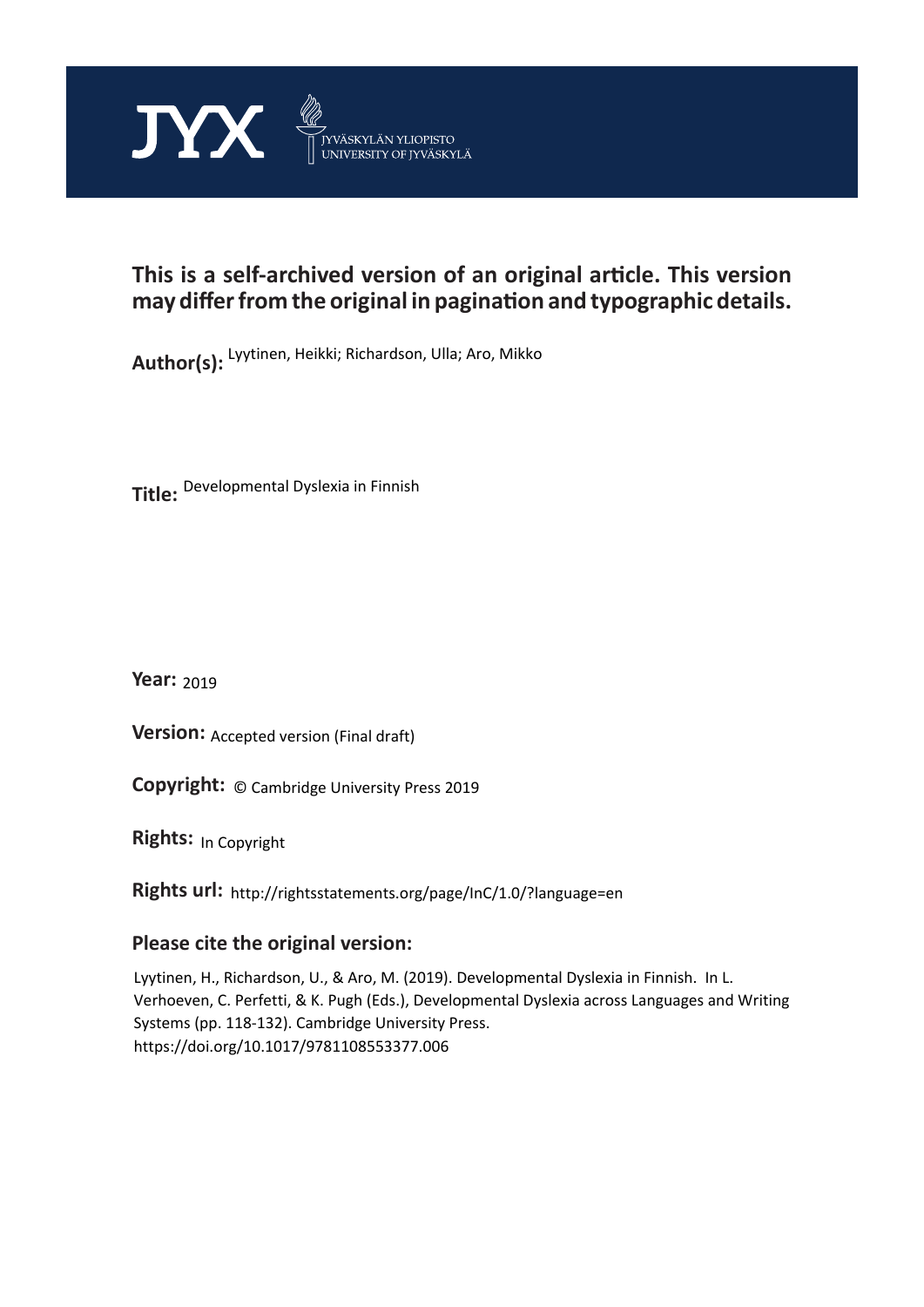JYX JYVÄSKYLÄN YLIOPISTO UNIVERSITY OF JYVÄSKYLÄ

**This is a self-archived version of an original article. This version may differ from the original in pagination and typographic details.**

**Author(s):** Lyytinen, Heikki; Richardson, Ulla; Aro, Mikko

**Title:** Developmental Dyslexia in Finnish

**Year:** 2019

**Version:** Accepted version (Final draft)

**Copyright:** © Cambridge University Press 2019

**Rights:** In Copyright

**Rights url:** http://rightsstatements.org/page/InC/1.0/?language=en

**Please cite the original version:**

Lyytinen, H., Richardson, U., & Aro, M. (2019). Developmental Dyslexia in Finnish. In L. Verhoeven, C. Perfetti, & K. Pugh (Eds.), Developmental Dyslexia across Languages and Writing Systems (pp. 118-132). Cambridge University Press. https://doi.org/10.1017/9781108553377.006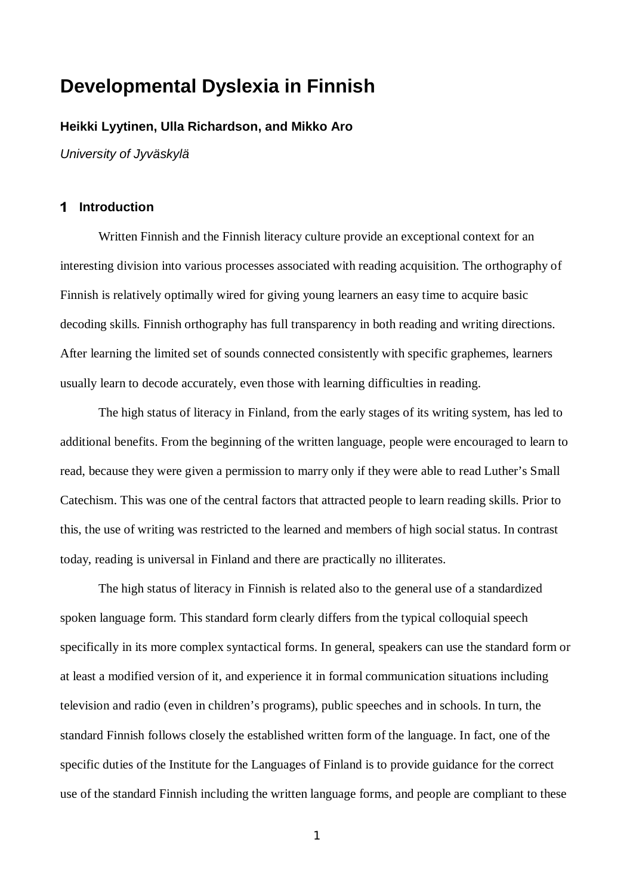# Developmental Dyslexia in Finnish

**Heikki Lyytinen, Ulla Richardson, and Mikko Aro**

*University of Jyväskylä*

## 1 Introduction

Written Finnish and the Finnish literacy culture provide an exceptional context for an interesting division into various processes associated with reading acquisition. The orthography of Finnish is relatively optimally wired for giving young learners an easy time to acquire basic decoding skills. Finnish orthography has full transparency in both reading and writing directions. After learning the limited set of sounds connected consistently with specific graphemes, learners usually learn to decode accurately, even those with learning difficulties in reading.

The high status of literacy in Finland, from the early stages of its writing system, has led to additional benefits. From the beginning of the written language, people were encouraged to learn to read, because they were given a permission to marry only if they were able to read Luther's Small Catechism. This was one of the central factors that attracted people to learn reading skills. Prior to this, the use of writing was restricted to the learned and members of high social status. In contrast today, reading is universal in Finland and there are practically no illiterates.

The high status of literacy in Finnish is related also to the general use of a standardized spoken language form. This standard form clearly differs from the typical colloquial speech specifically in its more complex syntactical forms. In general, speakers can use the standard form or at least a modified version of it, and experience it in formal communication situations including television and radio (even in children's programs), public speeches and in schools. In turn, the standard Finnish follows closely the established written form of the language. In fact, one of the specific duties of the Institute for the Languages of Finland is to provide guidance for the correct use of the standard Finnish including the written language forms, and people are compliant to these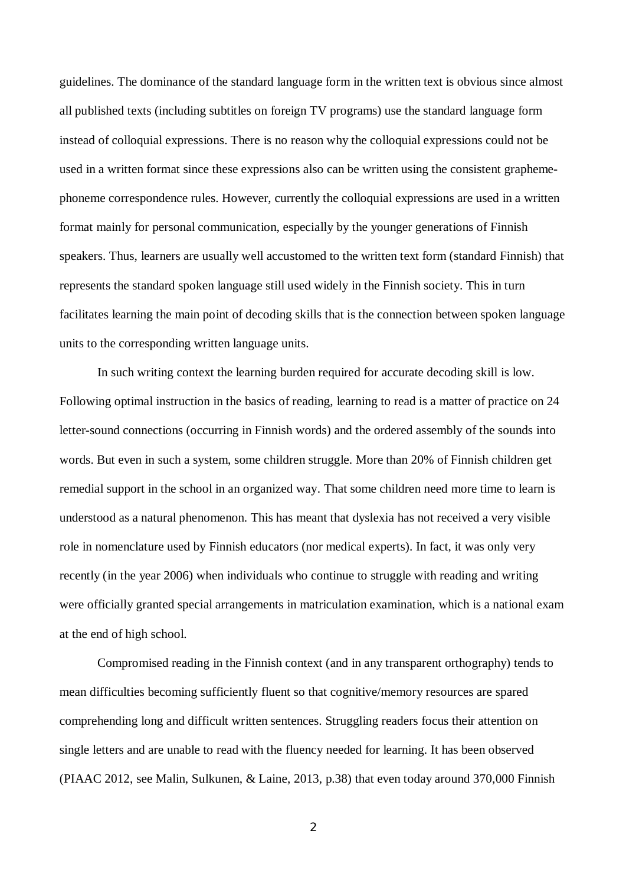guidelines. The dominance of the standard language form in the written text is obvious since almost all published texts (including subtitles on foreign TV programs) use the standard language form instead of colloquial expressions. There is no reason why the colloquial expressions could not be used in a written format since these expressions also can be written using the consistent grapheme-phoneme correspondence rules. However, currently the colloquial expressions are used in a written format mainly for personal communication, especially by the younger generations of Finnish speakers. Thus, learners are usually well accustomed to the written text form (standard Finnish) that represents the standard spoken language still used widely in the Finnish society. This in turn facilitates learning the main point of decoding skills that is the connection between spoken language units to the corresponding written language units.

In such writing context the learning burden required for accurate decoding skill is low. Following optimal instruction in the basics of reading, learning to read is a matter of practice on 24 letter-sound connections (occurring in Finnish words) and the ordered assembly of the sounds into words. But even in such a system, some children struggle. More than 20% of Finnish children get remedial support in the school in an organized way. That some children need more time to learn is understood as a natural phenomenon. This has meant that dyslexia has not received a very visible role in nomenclature used by Finnish educators (nor medical experts). In fact, it was only very recently (in the year 2006) when individuals who continue to struggle with reading and writing were officially granted special arrangements in matriculation examination, which is a national exam at the end of high school.

Compromised reading in the Finnish context (and in any transparent orthography) tends to mean difficulties becoming sufficiently fluent so that cognitive/memory resources are spared comprehending long and difficult written sentences. Struggling readers focus their attention on single letters and are unable to read with the fluency needed for learning. It has been observed (PIAAC 2012, see Malin, Sulkunen, & Laine, 2013, p.38) that even today around 370,000 Finnish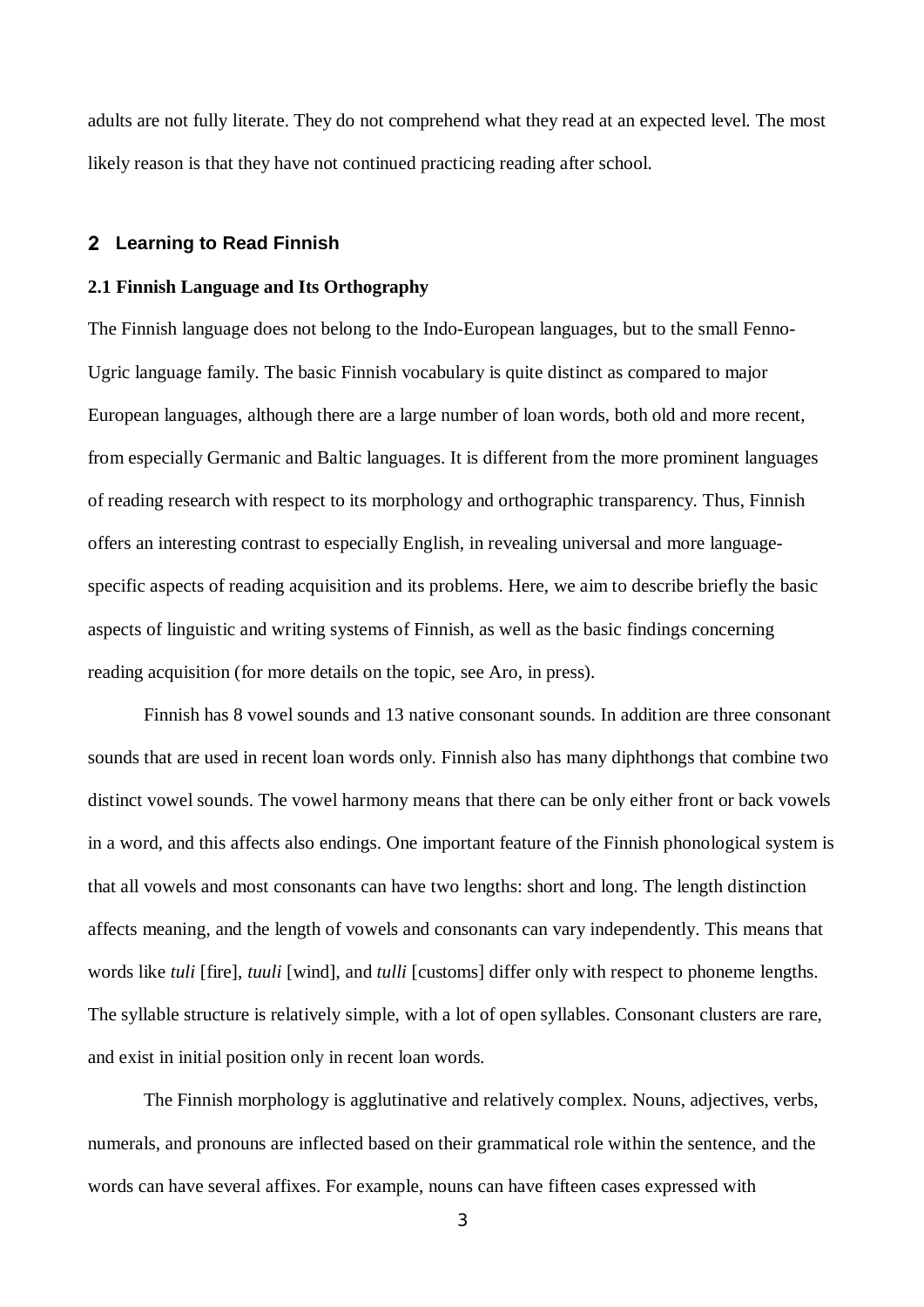adults are not fully literate. They do not comprehend what they read at an expected level. The most likely reason is that they have not continued practicing reading after school.

## 2 Learning to Read Finnish

### 2.1 Finnish Language and Its Orthography

The Finnish language does not belong to the Indo-European languages, but to the small Fenno-Ugric language family. The basic Finnish vocabulary is quite distinct as compared to major European languages, although there are a large number of loan words, both old and more recent, from especially Germanic and Baltic languages. It is different from the more prominent languages of reading research with respect to its morphology and orthographic transparency. Thus, Finnish offers an interesting contrast to especially English, in revealing universal and more language-specific aspects of reading acquisition and its problems. Here, we aim to describe briefly the basic aspects of linguistic and writing systems of Finnish, as well as the basic findings concerning reading acquisition (for more details on the topic, see Aro, in press).

Finnish has 8 vowel sounds and 13 native consonant sounds. In addition are three consonant sounds that are used in recent loan words only. Finnish also has many diphthongs that combine two distinct vowel sounds. The vowel harmony means that there can be only either front or back vowels in a word, and this affects also endings. One important feature of the Finnish phonological system is that all vowels and most consonants can have two lengths: short and long. The length distinction affects meaning, and the length of vowels and consonants can vary independently. This means that words like *tuli* [fire], *tuuli* [wind], and *tulli* [customs] differ only with respect to phoneme lengths. The syllable structure is relatively simple, with a lot of open syllables. Consonant clusters are rare, and exist in initial position only in recent loan words.

The Finnish morphology is agglutinative and relatively complex. Nouns, adjectives, verbs, numerals, and pronouns are inflected based on their grammatical role within the sentence, and the words can have several affixes. For example, nouns can have fifteen cases expressed with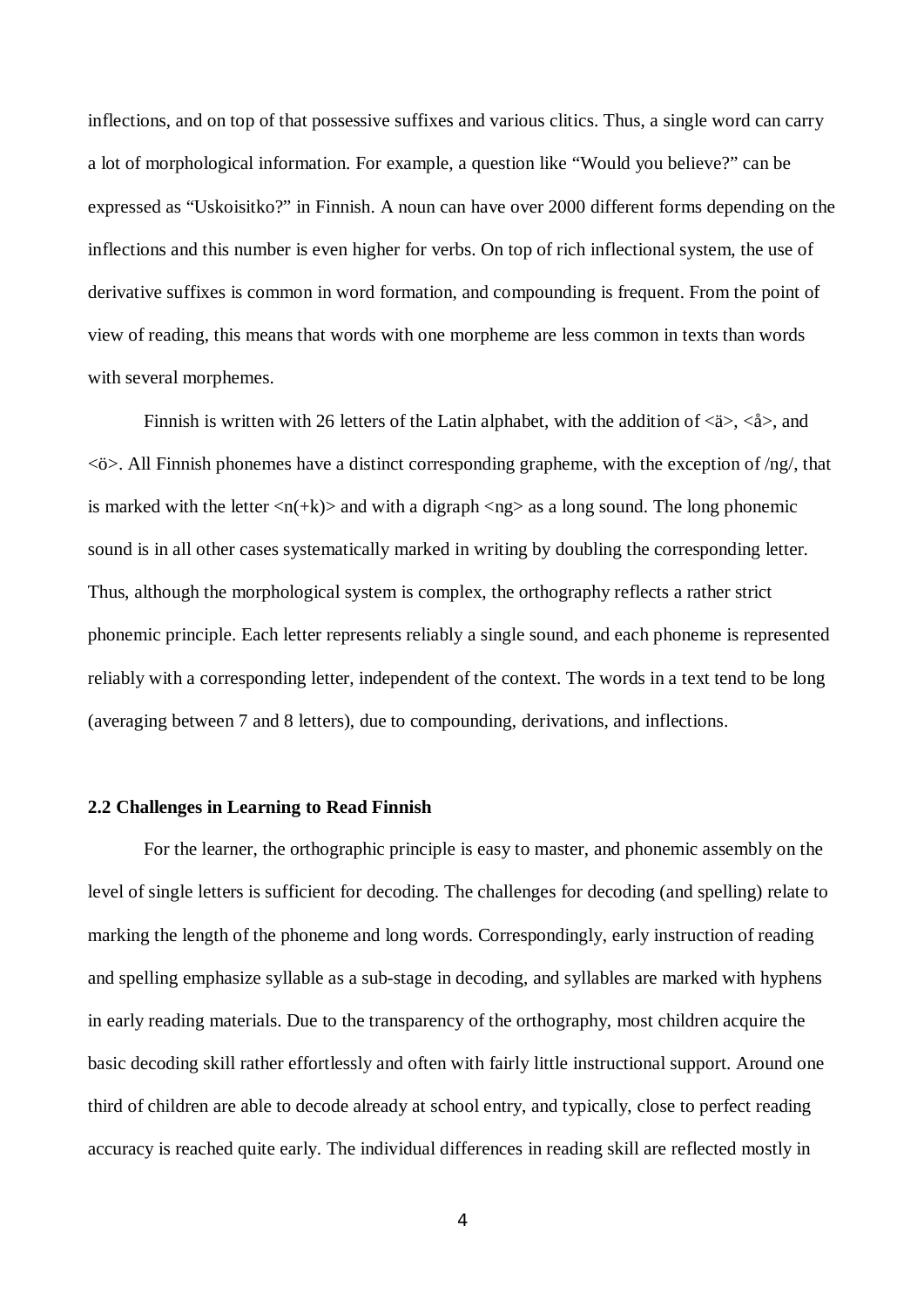inflections, and on top of that possessive suffixes and various clitics. Thus, a single word can carry a lot of morphological information. For example, a question like “Would you believe?” can be expressed as “Uskoisitko?” in Finnish. A noun can have over 2000 different forms depending on the inflections and this number is even higher for verbs. On top of rich inflectional system, the use of derivative suffixes is common in word formation, and compounding is frequent. From the point of view of reading, this means that words with one morpheme are less common in texts than words with several morphemes.

Finnish is written with 26 letters of the Latin alphabet, with the addition of <ä>, <å>, and <ö>. All Finnish phonemes have a distinct corresponding grapheme, with the exception of /ng/, that is marked with the letter <n(+k)> and with a digraph <ng> as a long sound. The long phonemic sound is in all other cases systematically marked in writing by doubling the corresponding letter. Thus, although the morphological system is complex, the orthography reflects a rather strict phonemic principle. Each letter represents reliably a single sound, and each phoneme is represented reliably with a corresponding letter, independent of the context. The words in a text tend to be long (averaging between 7 and 8 letters), due to compounding, derivations, and inflections.

### 2.2 Challenges in Learning to Read Finnish

For the learner, the orthographic principle is easy to master, and phonemic assembly on the level of single letters is sufficient for decoding. The challenges for decoding (and spelling) relate to marking the length of the phoneme and long words. Correspondingly, early instruction of reading and spelling emphasize syllable as a sub-stage in decoding, and syllables are marked with hyphens in early reading materials. Due to the transparency of the orthography, most children acquire the basic decoding skill rather effortlessly and often with fairly little instructional support. Around one third of children are able to decode already at school entry, and typically, close to perfect reading accuracy is reached quite early. The individual differences in reading skill are reflected mostly in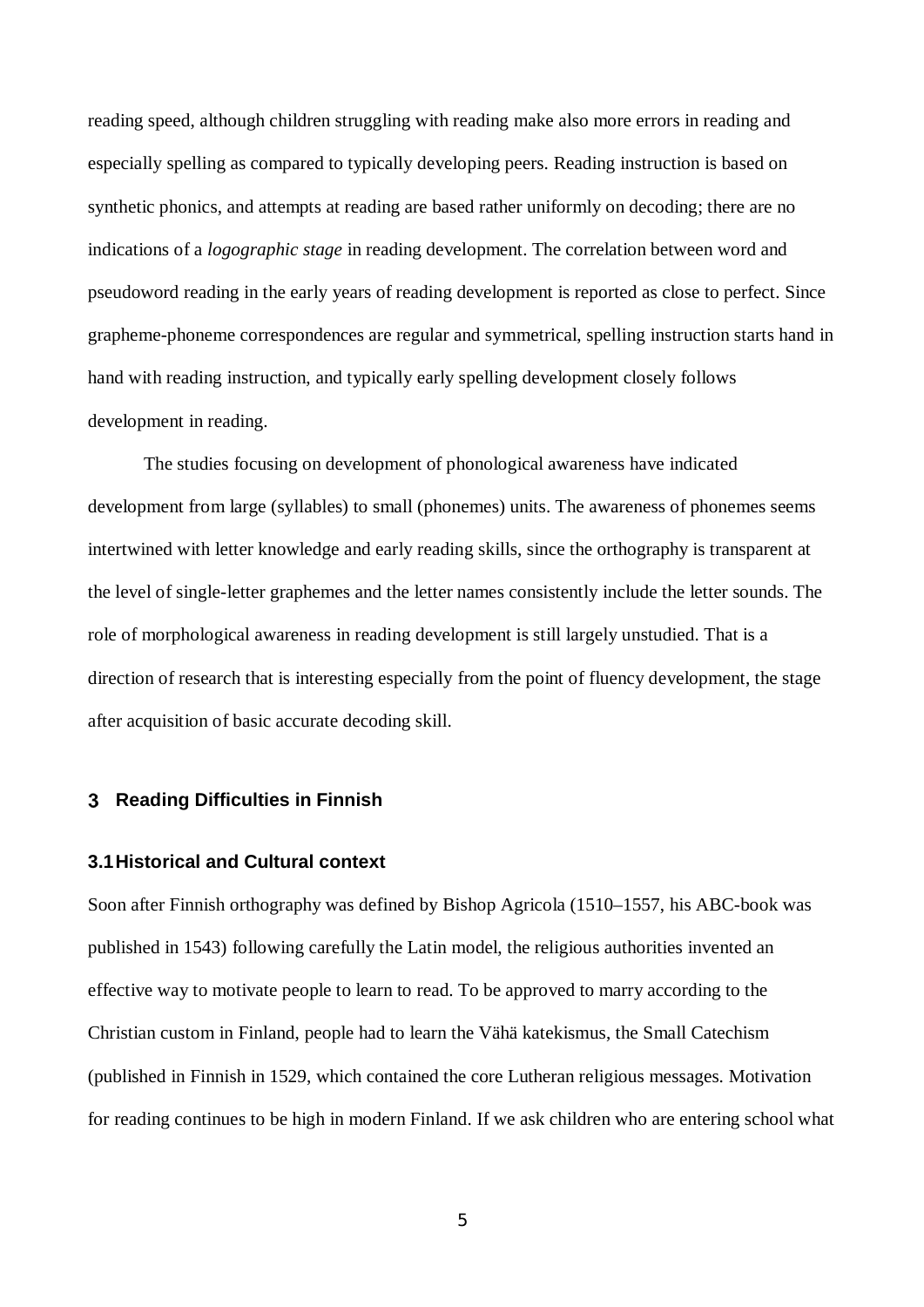reading speed, although children struggling with reading make also more errors in reading and especially spelling as compared to typically developing peers. Reading instruction is based on synthetic phonics, and attempts at reading are based rather uniformly on decoding; there are no indications of a *logographic stage* in reading development. The correlation between word and pseudoword reading in the early years of reading development is reported as close to perfect. Since grapheme-phoneme correspondences are regular and symmetrical, spelling instruction starts hand in hand with reading instruction, and typically early spelling development closely follows development in reading.

The studies focusing on development of phonological awareness have indicated development from large (syllables) to small (phonemes) units. The awareness of phonemes seems intertwined with letter knowledge and early reading skills, since the orthography is transparent at the level of single-letter graphemes and the letter names consistently include the letter sounds. The role of morphological awareness in reading development is still largely unstudied. That is a direction of research that is interesting especially from the point of fluency development, the stage after acquisition of basic accurate decoding skill.

## 3 Reading Difficulties in Finnish

### 3.1 Historical and Cultural context

Soon after Finnish orthography was defined by Bishop Agricola (1510–1557, his ABC-book was published in 1543) following carefully the Latin model, the religious authorities invented an effective way to motivate people to learn to read. To be approved to marry according to the Christian custom in Finland, people had to learn the Vähä katekismus, the Small Catechism (published in Finnish in 1529, which contained the core Lutheran religious messages. Motivation for reading continues to be high in modern Finland. If we ask children who are entering school what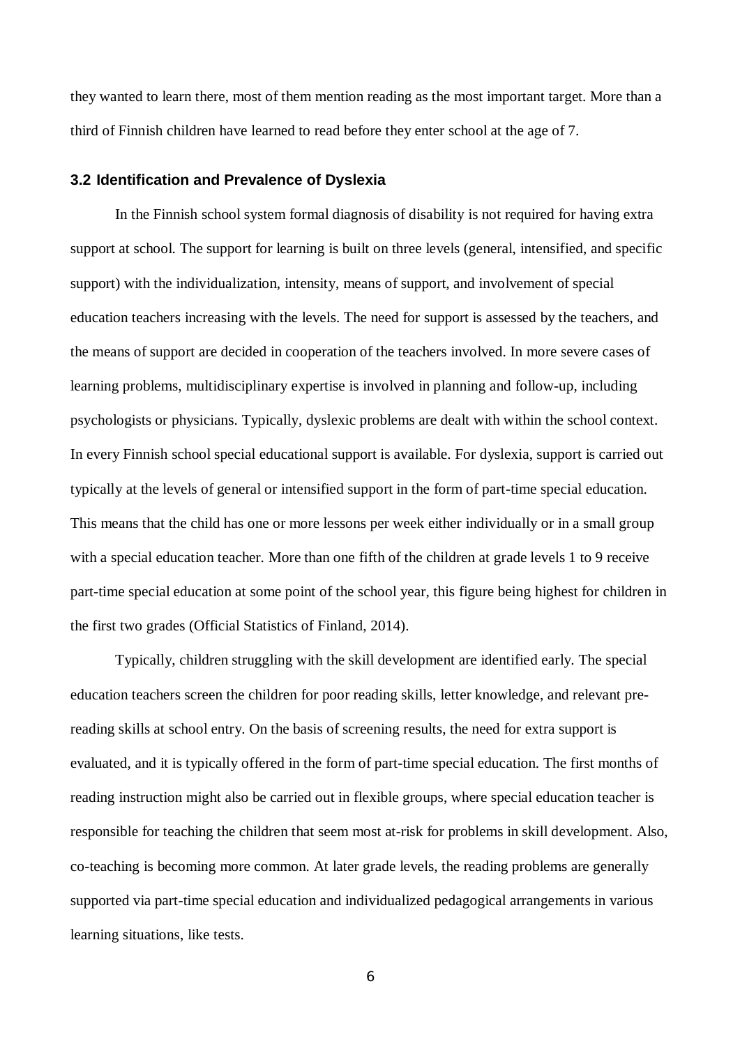they wanted to learn there, most of them mention reading as the most important target. More than a third of Finnish children have learned to read before they enter school at the age of 7.

### 3.2 Identification and Prevalence of Dyslexia

In the Finnish school system formal diagnosis of disability is not required for having extra support at school. The support for learning is built on three levels (general, intensified, and specific support) with the individualization, intensity, means of support, and involvement of special education teachers increasing with the levels. The need for support is assessed by the teachers, and the means of support are decided in cooperation of the teachers involved. In more severe cases of learning problems, multidisciplinary expertise is involved in planning and follow-up, including psychologists or physicians. Typically, dyslexic problems are dealt with within the school context. In every Finnish school special educational support is available. For dyslexia, support is carried out typically at the levels of general or intensified support in the form of part-time special education. This means that the child has one or more lessons per week either individually or in a small group with a special education teacher. More than one fifth of the children at grade levels 1 to 9 receive part-time special education at some point of the school year, this figure being highest for children in the first two grades (Official Statistics of Finland, 2014).

Typically, children struggling with the skill development are identified early. The special education teachers screen the children for poor reading skills, letter knowledge, and relevant pre-reading skills at school entry. On the basis of screening results, the need for extra support is evaluated, and it is typically offered in the form of part-time special education. The first months of reading instruction might also be carried out in flexible groups, where special education teacher is responsible for teaching the children that seem most at-risk for problems in skill development. Also, co-teaching is becoming more common. At later grade levels, the reading problems are generally supported via part-time special education and individualized pedagogical arrangements in various learning situations, like tests.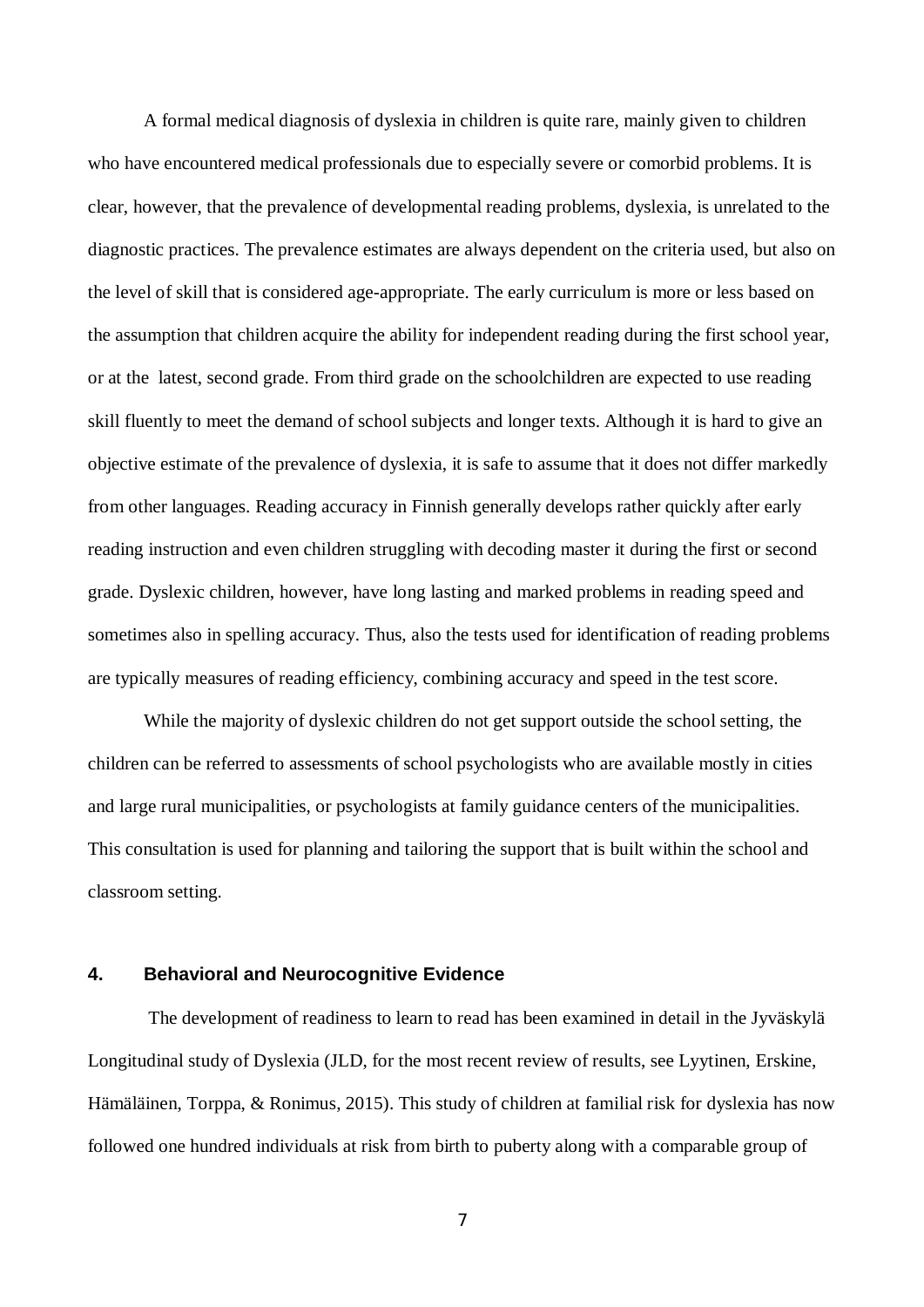A formal medical diagnosis of dyslexia in children is quite rare, mainly given to children who have encountered medical professionals due to especially severe or comorbid problems. It is clear, however, that the prevalence of developmental reading problems, dyslexia, is unrelated to the diagnostic practices. The prevalence estimates are always dependent on the criteria used, but also on the level of skill that is considered age-appropriate. The early curriculum is more or less based on the assumption that children acquire the ability for independent reading during the first school year, or at the latest, second grade. From third grade on the schoolchildren are expected to use reading skill fluently to meet the demand of school subjects and longer texts. Although it is hard to give an objective estimate of the prevalence of dyslexia, it is safe to assume that it does not differ markedly from other languages. Reading accuracy in Finnish generally develops rather quickly after early reading instruction and even children struggling with decoding master it during the first or second grade. Dyslexic children, however, have long lasting and marked problems in reading speed and sometimes also in spelling accuracy. Thus, also the tests used for identification of reading problems are typically measures of reading efficiency, combining accuracy and speed in the test score.

While the majority of dyslexic children do not get support outside the school setting, the children can be referred to assessments of school psychologists who are available mostly in cities and large rural municipalities, or psychologists at family guidance centers of the municipalities. This consultation is used for planning and tailoring the support that is built within the school and classroom setting.

## 4. Behavioral and Neurocognitive Evidence

The development of readiness to learn to read has been examined in detail in the Jyväskylä Longitudinal study of Dyslexia (JLD, for the most recent review of results, see Lyytinen, Erskine, Hämäläinen, Torppa, & Ronimus, 2015). This study of children at familial risk for dyslexia has now followed one hundred individuals at risk from birth to puberty along with a comparable group of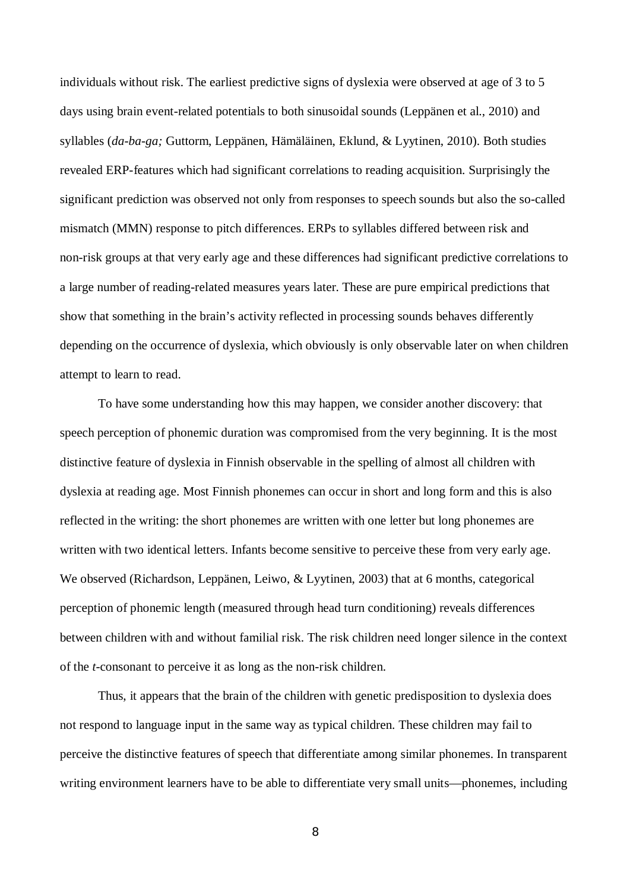individuals without risk. The earliest predictive signs of dyslexia were observed at age of 3 to 5 days using brain event-related potentials to both sinusoidal sounds (Leppänen et al., 2010) and syllables (*da-ba-ga;* Guttorm, Leppänen, Hämäläinen, Eklund, & Lyytinen, 2010). Both studies revealed ERP-features which had significant correlations to reading acquisition. Surprisingly the significant prediction was observed not only from responses to speech sounds but also the so-called mismatch (MMN) response to pitch differences. ERPs to syllables differed between risk and non-risk groups at that very early age and these differences had significant predictive correlations to a large number of reading-related measures years later. These are pure empirical predictions that show that something in the brain's activity reflected in processing sounds behaves differently depending on the occurrence of dyslexia, which obviously is only observable later on when children attempt to learn to read.

To have some understanding how this may happen, we consider another discovery: that speech perception of phonemic duration was compromised from the very beginning. It is the most distinctive feature of dyslexia in Finnish observable in the spelling of almost all children with dyslexia at reading age. Most Finnish phonemes can occur in short and long form and this is also reflected in the writing: the short phonemes are written with one letter but long phonemes are written with two identical letters. Infants become sensitive to perceive these from very early age. We observed (Richardson, Leppänen, Leiwo, & Lyytinen, 2003) that at 6 months, categorical perception of phonemic length (measured through head turn conditioning) reveals differences between children with and without familial risk. The risk children need longer silence in the context of the *t*-consonant to perceive it as long as the non-risk children.

Thus, it appears that the brain of the children with genetic predisposition to dyslexia does not respond to language input in the same way as typical children. These children may fail to perceive the distinctive features of speech that differentiate among similar phonemes. In transparent writing environment learners have to be able to differentiate very small units—phonemes, including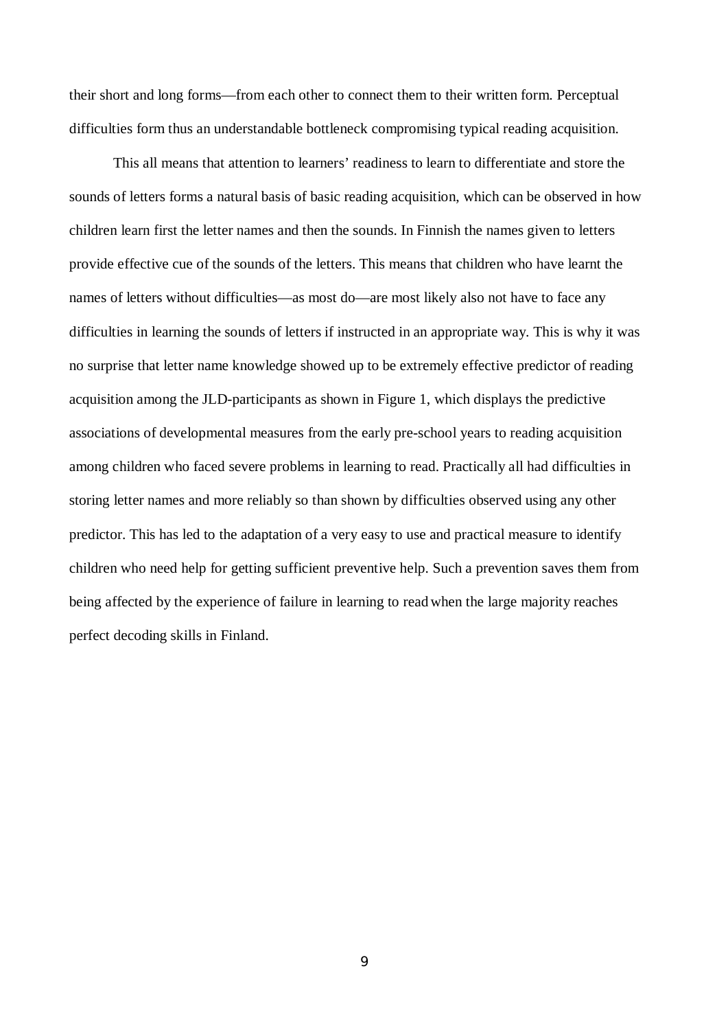their short and long forms—from each other to connect them to their written form. Perceptual difficulties form thus an understandable bottleneck compromising typical reading acquisition.

This all means that attention to learners' readiness to learn to differentiate and store the sounds of letters forms a natural basis of basic reading acquisition, which can be observed in how children learn first the letter names and then the sounds. In Finnish the names given to letters provide effective cue of the sounds of the letters. This means that children who have learnt the names of letters without difficulties—as most do—are most likely also not have to face any difficulties in learning the sounds of letters if instructed in an appropriate way. This is why it was no surprise that letter name knowledge showed up to be extremely effective predictor of reading acquisition among the JLD-participants as shown in Figure 1, which displays the predictive associations of developmental measures from the early pre-school years to reading acquisition among children who faced severe problems in learning to read. Practically all had difficulties in storing letter names and more reliably so than shown by difficulties observed using any other predictor. This has led to the adaptation of a very easy to use and practical measure to identify children who need help for getting sufficient preventive help. Such a prevention saves them from being affected by the experience of failure in learning to read when the large majority reaches perfect decoding skills in Finland.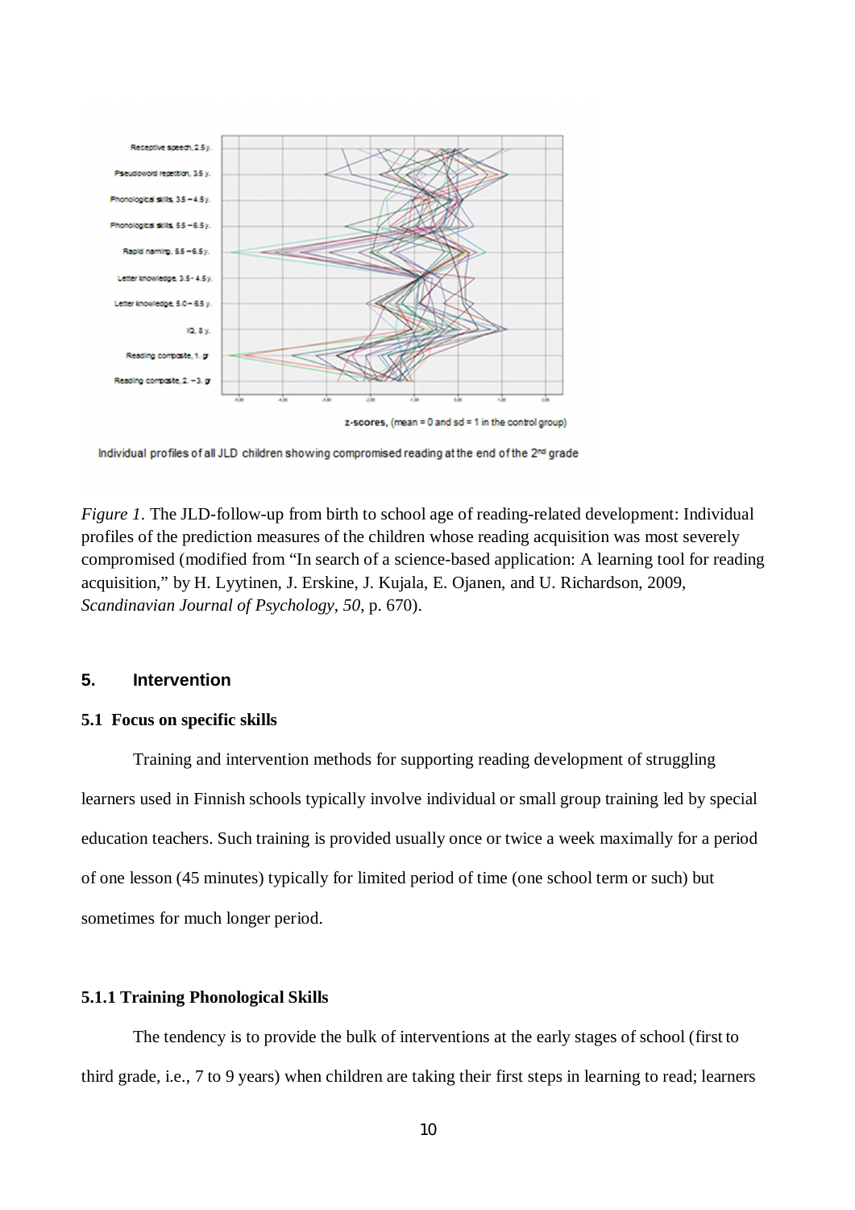*Figure 1*. The JLD-follow-up from birth to school age of reading-related development: Individual profiles of the prediction measures of the children whose reading acquisition was most severely compromised (modified from "In search of a science-based application: A learning tool for reading acquisition," by H. Lyytinen, J. Erskine, J. Kujala, E. Ojanen, and U. Richardson, 2009, *Scandinavian Journal of Psychology*, *50*, p. 670).

## 5. Intervention

### 5.1 Focus on specific skills

Training and intervention methods for supporting reading development of struggling learners used in Finnish schools typically involve individual or small group training led by special education teachers. Such training is provided usually once or twice a week maximally for a period of one lesson (45 minutes) typically for limited period of time (one school term or such) but sometimes for much longer period.

#### 5.1.1 Training Phonological Skills

The tendency is to provide the bulk of interventions at the early stages of school (first to third grade, i.e., 7 to 9 years) when children are taking their first steps in learning to read; learners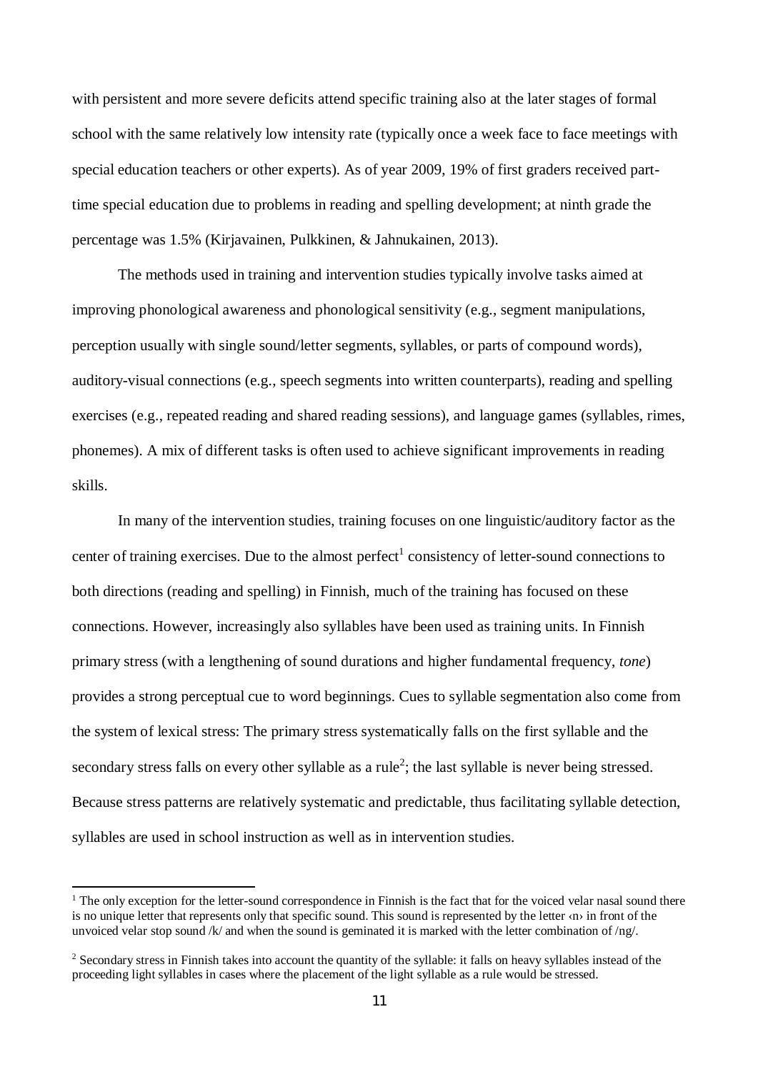with persistent and more severe deficits attend specific training also at the later stages of formal school with the same relatively low intensity rate (typically once a week face to face meetings with special education teachers or other experts). As of year 2009, 19% of first graders received part-time special education due to problems in reading and spelling development; at ninth grade the percentage was 1.5% (Kirjavainen, Pulkkinen, & Jahnukainen, 2013).

The methods used in training and intervention studies typically involve tasks aimed at improving phonological awareness and phonological sensitivity (e.g., segment manipulations, perception usually with single sound/letter segments, syllables, or parts of compound words), auditory-visual connections (e.g., speech segments into written counterparts), reading and spelling exercises (e.g., repeated reading and shared reading sessions), and language games (syllables, rimes, phonemes). A mix of different tasks is often used to achieve significant improvements in reading skills.

In many of the intervention studies, training focuses on one linguistic/auditory factor as the center of training exercises. Due to the almost perfect[1] consistency of letter-sound connections to both directions (reading and spelling) in Finnish, much of the training has focused on these connections. However, increasingly also syllables have been used as training units. In Finnish primary stress (with a lengthening of sound durations and higher fundamental frequency, *tone*) provides a strong perceptual cue to word beginnings. Cues to syllable segmentation also come from the system of lexical stress: The primary stress systematically falls on the first syllable and the secondary stress falls on every other syllable as a rule[2]; the last syllable is never being stressed. Because stress patterns are relatively systematic and predictable, thus facilitating syllable detection, syllables are used in school instruction as well as in intervention studies.

[1] The only exception for the letter-sound correspondence in Finnish is the fact that for the voiced velar nasal sound there is no unique letter that represents only that specific sound. This sound is represented by the letter ‹n› in front of the unvoiced velar stop sound /k/ and when the sound is geminated it is marked with the letter combination of /ng/.

[2] Secondary stress in Finnish takes into account the quantity of the syllable: it falls on heavy syllables instead of the proceeding light syllables in cases where the placement of the light syllable as a rule would be stressed.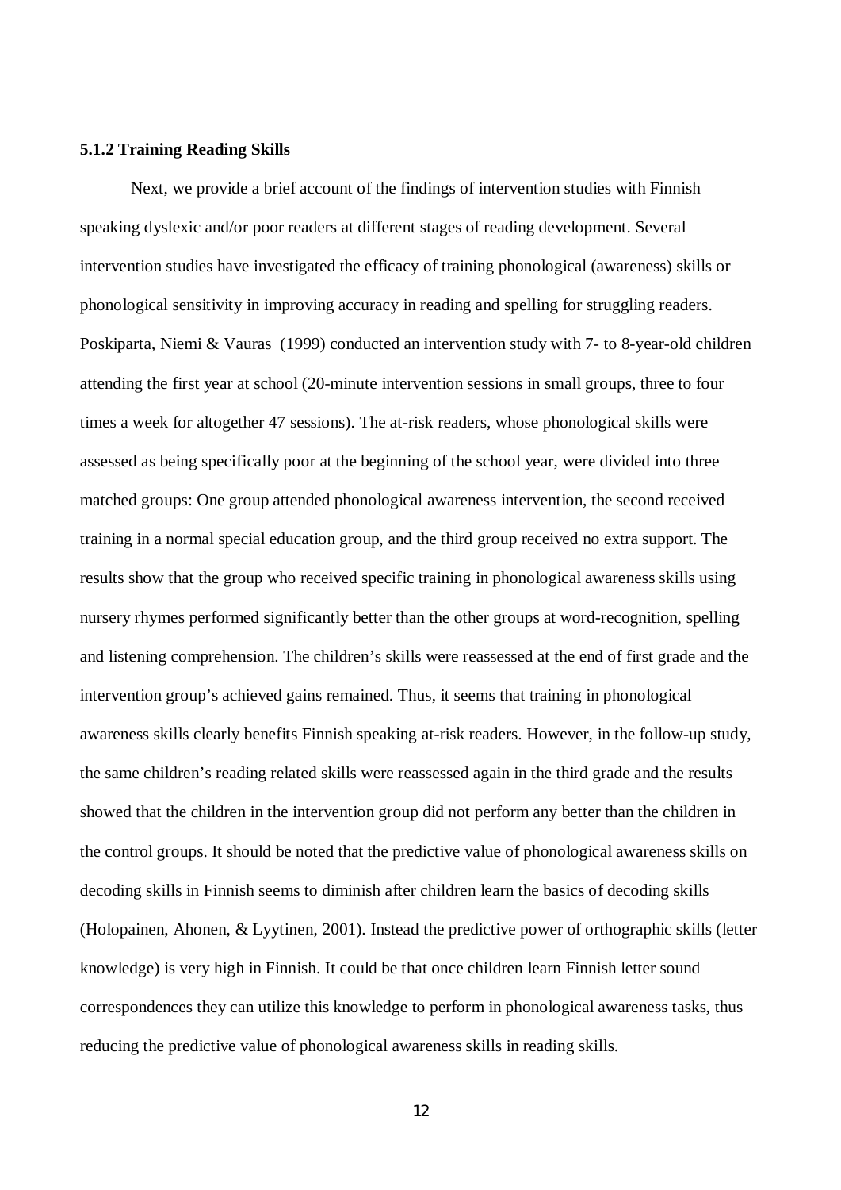#### 5.1.2 Training Reading Skills

Next, we provide a brief account of the findings of intervention studies with Finnish speaking dyslexic and/or poor readers at different stages of reading development. Several intervention studies have investigated the efficacy of training phonological (awareness) skills or phonological sensitivity in improving accuracy in reading and spelling for struggling readers. Poskiparta, Niemi & Vauras (1999) conducted an intervention study with 7- to 8-year-old children attending the first year at school (20-minute intervention sessions in small groups, three to four times a week for altogether 47 sessions). The at-risk readers, whose phonological skills were assessed as being specifically poor at the beginning of the school year, were divided into three matched groups: One group attended phonological awareness intervention, the second received training in a normal special education group, and the third group received no extra support. The results show that the group who received specific training in phonological awareness skills using nursery rhymes performed significantly better than the other groups at word-recognition, spelling and listening comprehension. The children's skills were reassessed at the end of first grade and the intervention group's achieved gains remained. Thus, it seems that training in phonological awareness skills clearly benefits Finnish speaking at-risk readers. However, in the follow-up study, the same children's reading related skills were reassessed again in the third grade and the results showed that the children in the intervention group did not perform any better than the children in the control groups. It should be noted that the predictive value of phonological awareness skills on decoding skills in Finnish seems to diminish after children learn the basics of decoding skills (Holopainen, Ahonen, & Lyytinen, 2001). Instead the predictive power of orthographic skills (letter knowledge) is very high in Finnish. It could be that once children learn Finnish letter sound correspondences they can utilize this knowledge to perform in phonological awareness tasks, thus reducing the predictive value of phonological awareness skills in reading skills.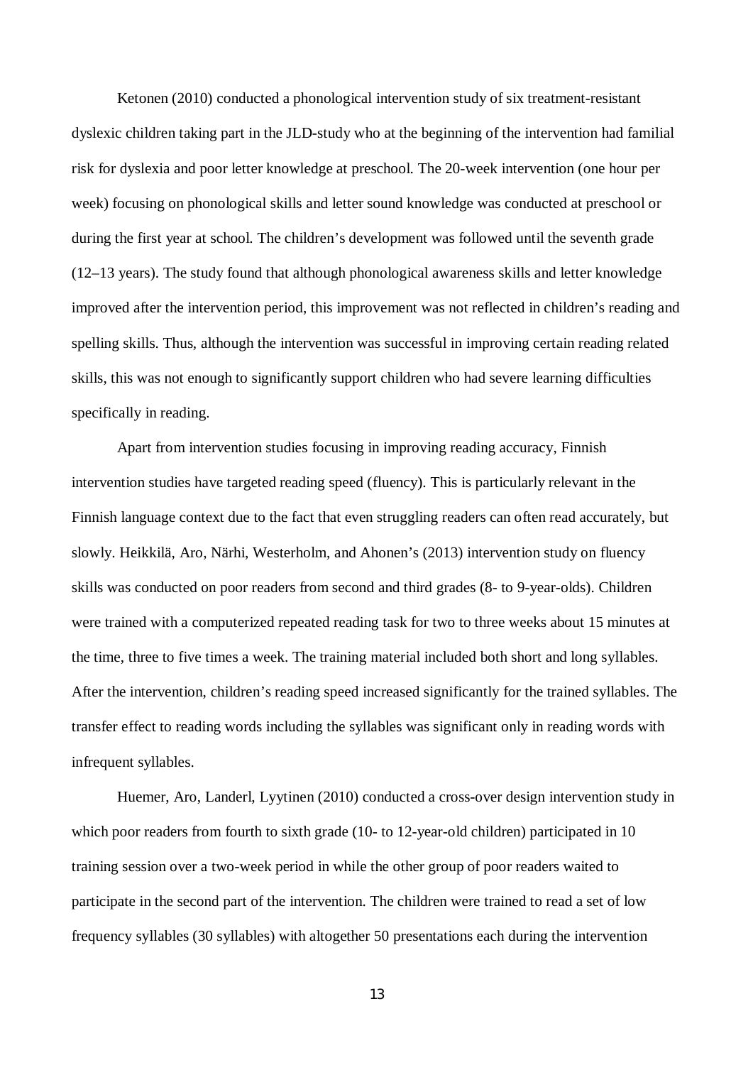Ketonen (2010) conducted a phonological intervention study of six treatment-resistant dyslexic children taking part in the JLD-study who at the beginning of the intervention had familial risk for dyslexia and poor letter knowledge at preschool. The 20-week intervention (one hour per week) focusing on phonological skills and letter sound knowledge was conducted at preschool or during the first year at school. The children's development was followed until the seventh grade (12–13 years). The study found that although phonological awareness skills and letter knowledge improved after the intervention period, this improvement was not reflected in children's reading and spelling skills. Thus, although the intervention was successful in improving certain reading related skills, this was not enough to significantly support children who had severe learning difficulties specifically in reading.

Apart from intervention studies focusing in improving reading accuracy, Finnish intervention studies have targeted reading speed (fluency). This is particularly relevant in the Finnish language context due to the fact that even struggling readers can often read accurately, but slowly. Heikkilä, Aro, Närhi, Westerholm, and Ahonen's (2013) intervention study on fluency skills was conducted on poor readers from second and third grades (8- to 9-year-olds). Children were trained with a computerized repeated reading task for two to three weeks about 15 minutes at the time, three to five times a week. The training material included both short and long syllables. After the intervention, children's reading speed increased significantly for the trained syllables. The transfer effect to reading words including the syllables was significant only in reading words with infrequent syllables.

Huemer, Aro, Landerl, Lyytinen (2010) conducted a cross-over design intervention study in which poor readers from fourth to sixth grade (10- to 12-year-old children) participated in 10 training session over a two-week period in while the other group of poor readers waited to participate in the second part of the intervention. The children were trained to read a set of low frequency syllables (30 syllables) with altogether 50 presentations each during the intervention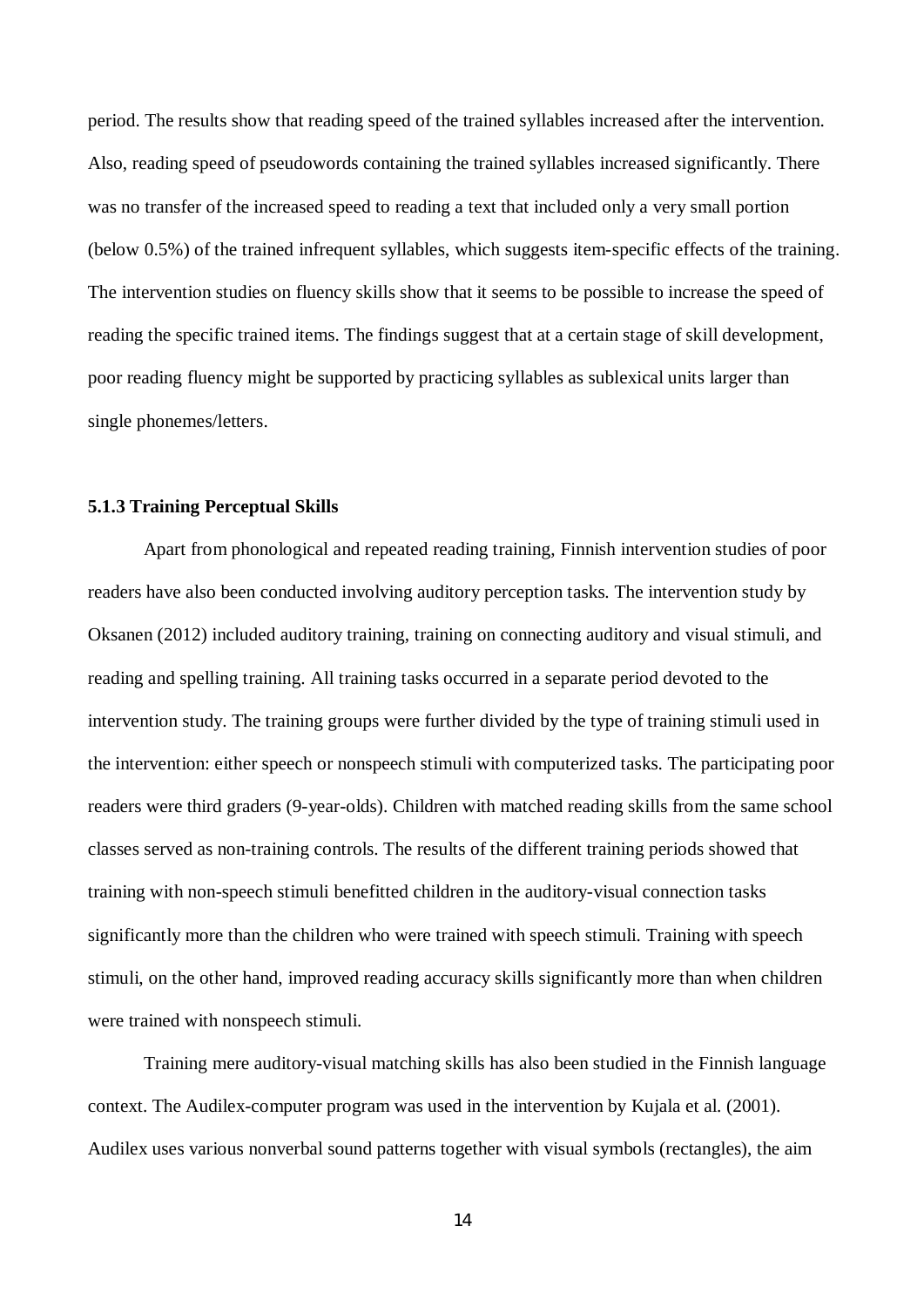period. The results show that reading speed of the trained syllables increased after the intervention. Also, reading speed of pseudowords containing the trained syllables increased significantly. There was no transfer of the increased speed to reading a text that included only a very small portion (below 0.5%) of the trained infrequent syllables, which suggests item-specific effects of the training. The intervention studies on fluency skills show that it seems to be possible to increase the speed of reading the specific trained items. The findings suggest that at a certain stage of skill development, poor reading fluency might be supported by practicing syllables as sublexical units larger than single phonemes/letters.

### 5.1.3 Training Perceptual Skills

Apart from phonological and repeated reading training, Finnish intervention studies of poor readers have also been conducted involving auditory perception tasks. The intervention study by Oksanen (2012) included auditory training, training on connecting auditory and visual stimuli, and reading and spelling training. All training tasks occurred in a separate period devoted to the intervention study. The training groups were further divided by the type of training stimuli used in the intervention: either speech or nonspeech stimuli with computerized tasks. The participating poor readers were third graders (9-year-olds). Children with matched reading skills from the same school classes served as non-training controls. The results of the different training periods showed that training with non-speech stimuli benefitted children in the auditory-visual connection tasks significantly more than the children who were trained with speech stimuli. Training with speech stimuli, on the other hand, improved reading accuracy skills significantly more than when children were trained with nonspeech stimuli.

Training mere auditory-visual matching skills has also been studied in the Finnish language context. The Audilex-computer program was used in the intervention by Kujala et al. (2001). Audilex uses various nonverbal sound patterns together with visual symbols (rectangles), the aim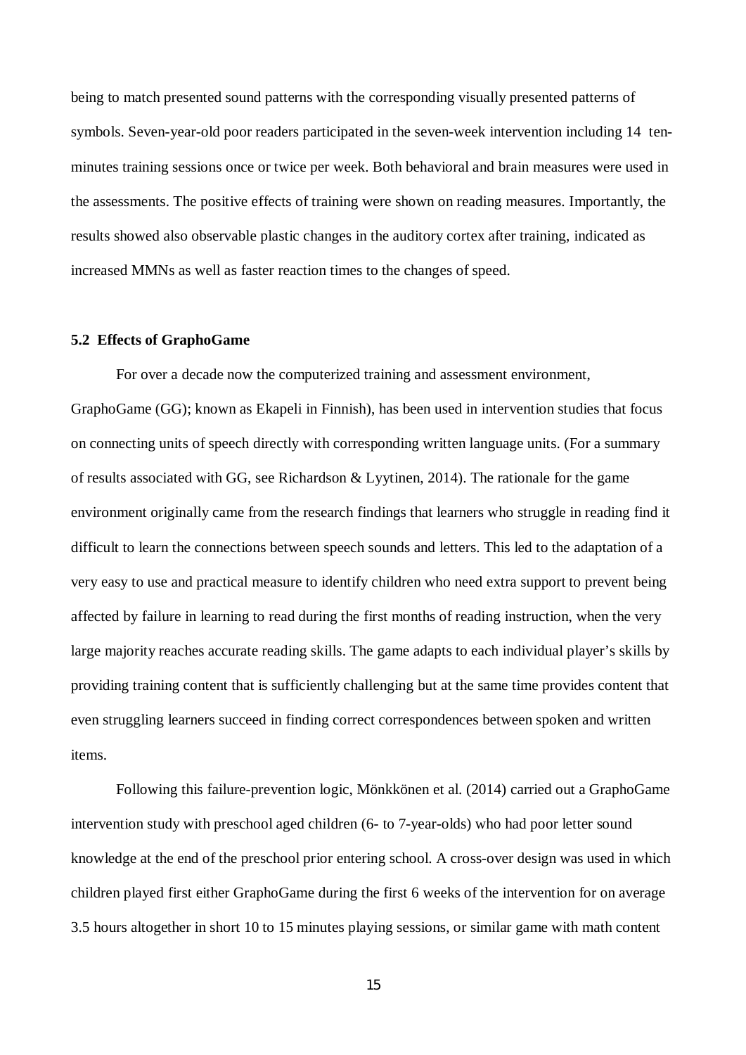being to match presented sound patterns with the corresponding visually presented patterns of symbols. Seven-year-old poor readers participated in the seven-week intervention including 14 ten-minutes training sessions once or twice per week. Both behavioral and brain measures were used in the assessments. The positive effects of training were shown on reading measures. Importantly, the results showed also observable plastic changes in the auditory cortex after training, indicated as increased MMNs as well as faster reaction times to the changes of speed.

### 5.2 Effects of GraphoGame

For over a decade now the computerized training and assessment environment, GraphoGame (GG; known as Ekapeli in Finnish), has been used in intervention studies that focus on connecting units of speech directly with corresponding written language units. (For a summary of results associated with GG, see Richardson & Lyytinen, 2014). The rationale for the game environment originally came from the research findings that learners who struggle in reading find it difficult to learn the connections between speech sounds and letters. This led to the adaptation of a very easy to use and practical measure to identify children who need extra support to prevent being affected by failure in learning to read during the first months of reading instruction, when the very large majority reaches accurate reading skills. The game adapts to each individual player's skills by providing training content that is sufficiently challenging but at the same time provides content that even struggling learners succeed in finding correct correspondences between spoken and written items.

Following this failure-prevention logic, Mönkkönen et al. (2014) carried out a GraphoGame intervention study with preschool aged children (6- to 7-year-olds) who had poor letter sound knowledge at the end of the preschool prior entering school. A cross-over design was used in which children played first either GraphoGame during the first 6 weeks of the intervention for on average 3.5 hours altogether in short 10 to 15 minutes playing sessions, or similar game with math content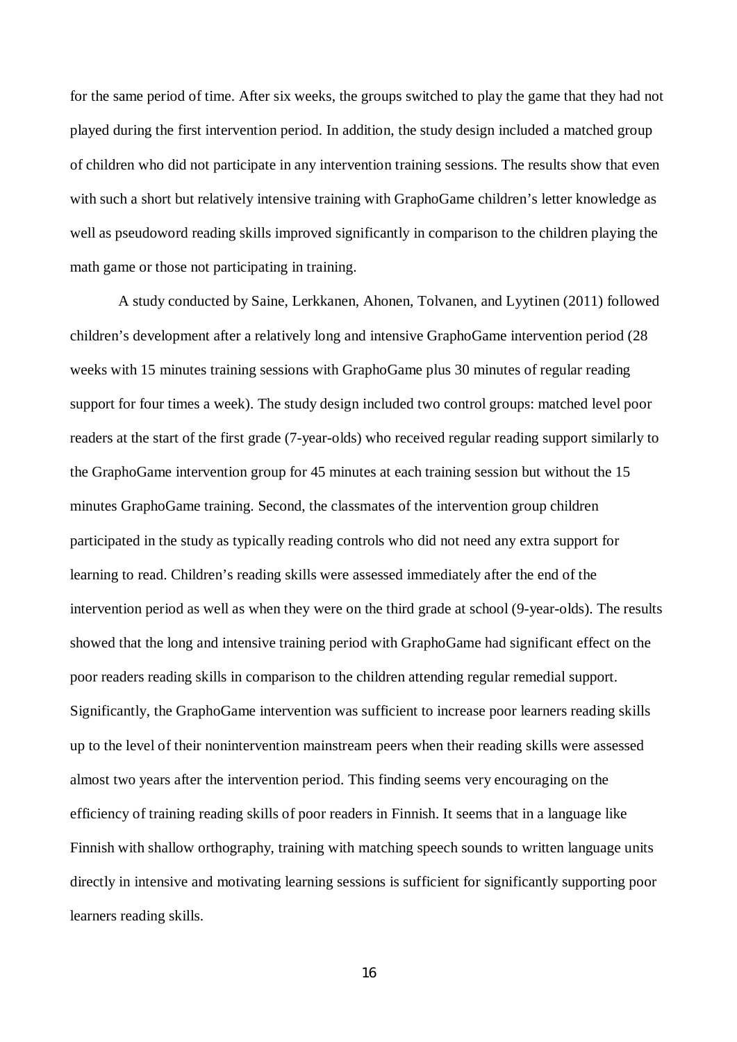for the same period of time. After six weeks, the groups switched to play the game that they had not played during the first intervention period. In addition, the study design included a matched group of children who did not participate in any intervention training sessions. The results show that even with such a short but relatively intensive training with GraphoGame children's letter knowledge as well as pseudoword reading skills improved significantly in comparison to the children playing the math game or those not participating in training.

A study conducted by Saine, Lerkkanen, Ahonen, Tolvanen, and Lyytinen (2011) followed children's development after a relatively long and intensive GraphoGame intervention period (28 weeks with 15 minutes training sessions with GraphoGame plus 30 minutes of regular reading support for four times a week). The study design included two control groups: matched level poor readers at the start of the first grade (7-year-olds) who received regular reading support similarly to the GraphoGame intervention group for 45 minutes at each training session but without the 15 minutes GraphoGame training. Second, the classmates of the intervention group children participated in the study as typically reading controls who did not need any extra support for learning to read. Children's reading skills were assessed immediately after the end of the intervention period as well as when they were on the third grade at school (9-year-olds). The results showed that the long and intensive training period with GraphoGame had significant effect on the poor readers reading skills in comparison to the children attending regular remedial support. Significantly, the GraphoGame intervention was sufficient to increase poor learners reading skills up to the level of their nonintervention mainstream peers when their reading skills were assessed almost two years after the intervention period. This finding seems very encouraging on the efficiency of training reading skills of poor readers in Finnish. It seems that in a language like Finnish with shallow orthography, training with matching speech sounds to written language units directly in intensive and motivating learning sessions is sufficient for significantly supporting poor learners reading skills.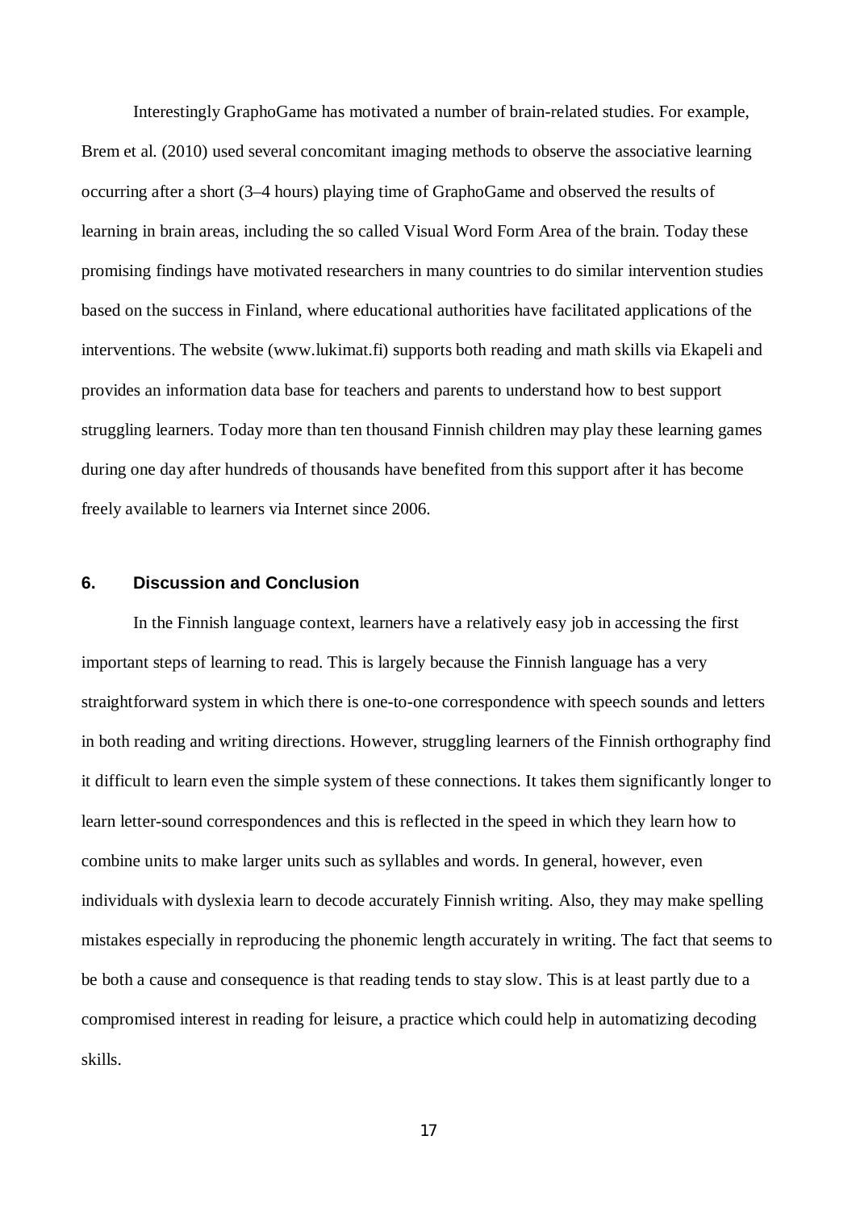Interestingly GraphoGame has motivated a number of brain-related studies. For example, Brem et al. (2010) used several concomitant imaging methods to observe the associative learning occurring after a short (3–4 hours) playing time of GraphoGame and observed the results of learning in brain areas, including the so called Visual Word Form Area of the brain. Today these promising findings have motivated researchers in many countries to do similar intervention studies based on the success in Finland, where educational authorities have facilitated applications of the interventions. The website (www.lukimat.fi) supports both reading and math skills via Ekapeli and provides an information data base for teachers and parents to understand how to best support struggling learners. Today more than ten thousand Finnish children may play these learning games during one day after hundreds of thousands have benefited from this support after it has become freely available to learners via Internet since 2006.

## 6. Discussion and Conclusion

In the Finnish language context, learners have a relatively easy job in accessing the first important steps of learning to read. This is largely because the Finnish language has a very straightforward system in which there is one-to-one correspondence with speech sounds and letters in both reading and writing directions. However, struggling learners of the Finnish orthography find it difficult to learn even the simple system of these connections. It takes them significantly longer to learn letter-sound correspondences and this is reflected in the speed in which they learn how to combine units to make larger units such as syllables and words. In general, however, even individuals with dyslexia learn to decode accurately Finnish writing. Also, they may make spelling mistakes especially in reproducing the phonemic length accurately in writing. The fact that seems to be both a cause and consequence is that reading tends to stay slow. This is at least partly due to a compromised interest in reading for leisure, a practice which could help in automatizing decoding skills.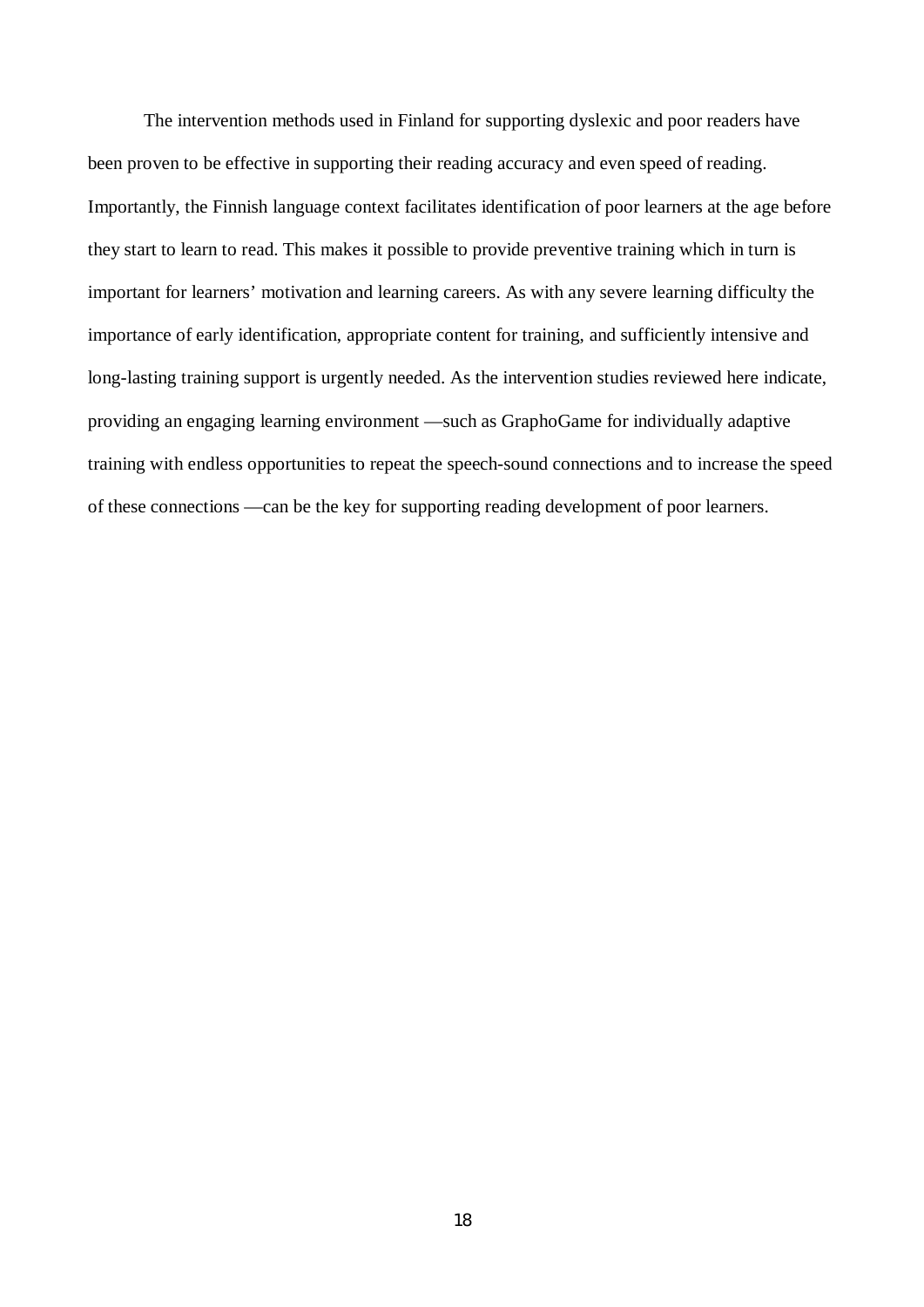The intervention methods used in Finland for supporting dyslexic and poor readers have been proven to be effective in supporting their reading accuracy and even speed of reading. Importantly, the Finnish language context facilitates identification of poor learners at the age before they start to learn to read. This makes it possible to provide preventive training which in turn is important for learners' motivation and learning careers. As with any severe learning difficulty the importance of early identification, appropriate content for training, and sufficiently intensive and long-lasting training support is urgently needed. As the intervention studies reviewed here indicate, providing an engaging learning environment —such as GraphoGame for individually adaptive training with endless opportunities to repeat the speech-sound connections and to increase the speed of these connections —can be the key for supporting reading development of poor learners.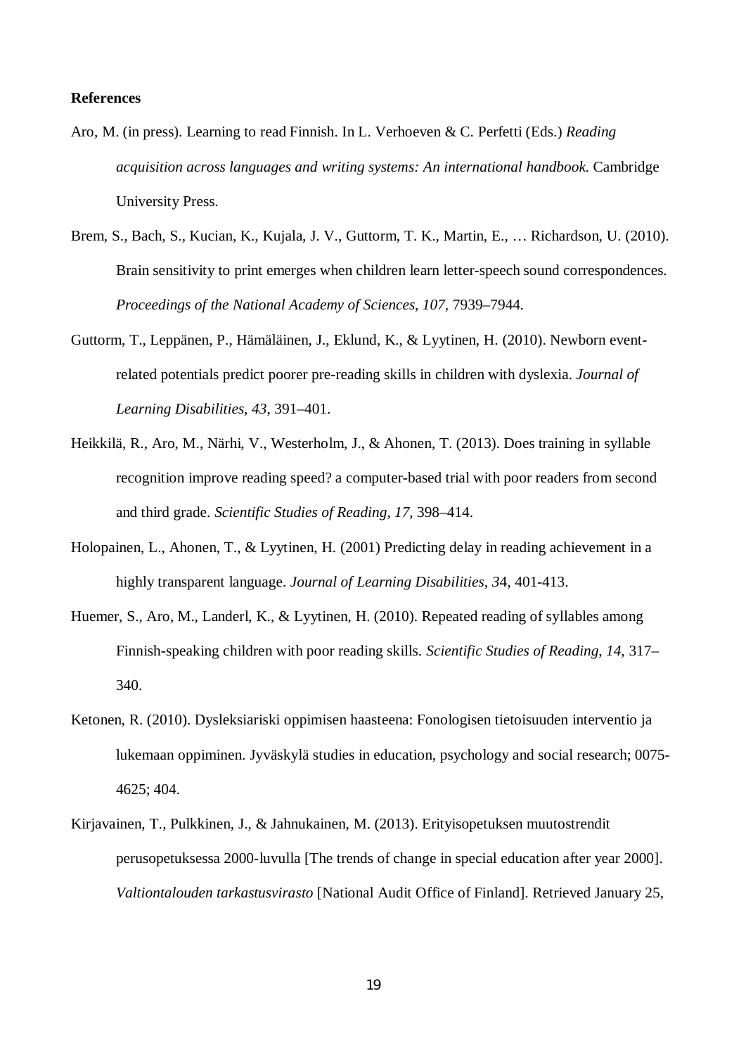**References**

Aro, M. (in press). Learning to read Finnish. In L. Verhoeven & C. Perfetti (Eds.) *Reading acquisition across languages and writing systems: An international handbook.* Cambridge University Press.

Brem, S., Bach, S., Kucian, K., Kujala, J. V., Guttorm, T. K., Martin, E., … Richardson, U. (2010). Brain sensitivity to print emerges when children learn letter-speech sound correspondences. *Proceedings of the National Academy of Sciences*, *107*, 7939–7944.

Guttorm, T., Leppänen, P., Hämäläinen, J., Eklund, K., & Lyytinen, H. (2010). Newborn event-related potentials predict poorer pre-reading skills in children with dyslexia. *Journal of Learning Disabilities*, *43*, 391–401.

Heikkilä, R., Aro, M., Närhi, V., Westerholm, J., & Ahonen, T. (2013). Does training in syllable recognition improve reading speed? a computer-based trial with poor readers from second and third grade. *Scientific Studies of Reading*, *17*, 398–414.

Holopainen, L., Ahonen, T., & Lyytinen, H. (2001) Predicting delay in reading achievement in a highly transparent language. *Journal of Learning Disabilities*, *3*4, 401-413.

Huemer, S., Aro, M., Landerl, K., & Lyytinen, H. (2010). Repeated reading of syllables among Finnish-speaking children with poor reading skills. *Scientific Studies of Reading*, *14*, 317–340.

Ketonen, R. (2010). Dysleksiariski oppimisen haasteena: Fonologisen tietoisuuden interventio ja lukemaan oppiminen. Jyväskylä studies in education, psychology and social research; 0075-4625; 404.

Kirjavainen, T., Pulkkinen, J., & Jahnukainen, M. (2013). Erityisopetuksen muutostrendit perusopetuksessa 2000-luvulla [The trends of change in special education after year 2000]. *Valtiontalouden tarkastusvirasto* [National Audit Office of Finland]. Retrieved January 25,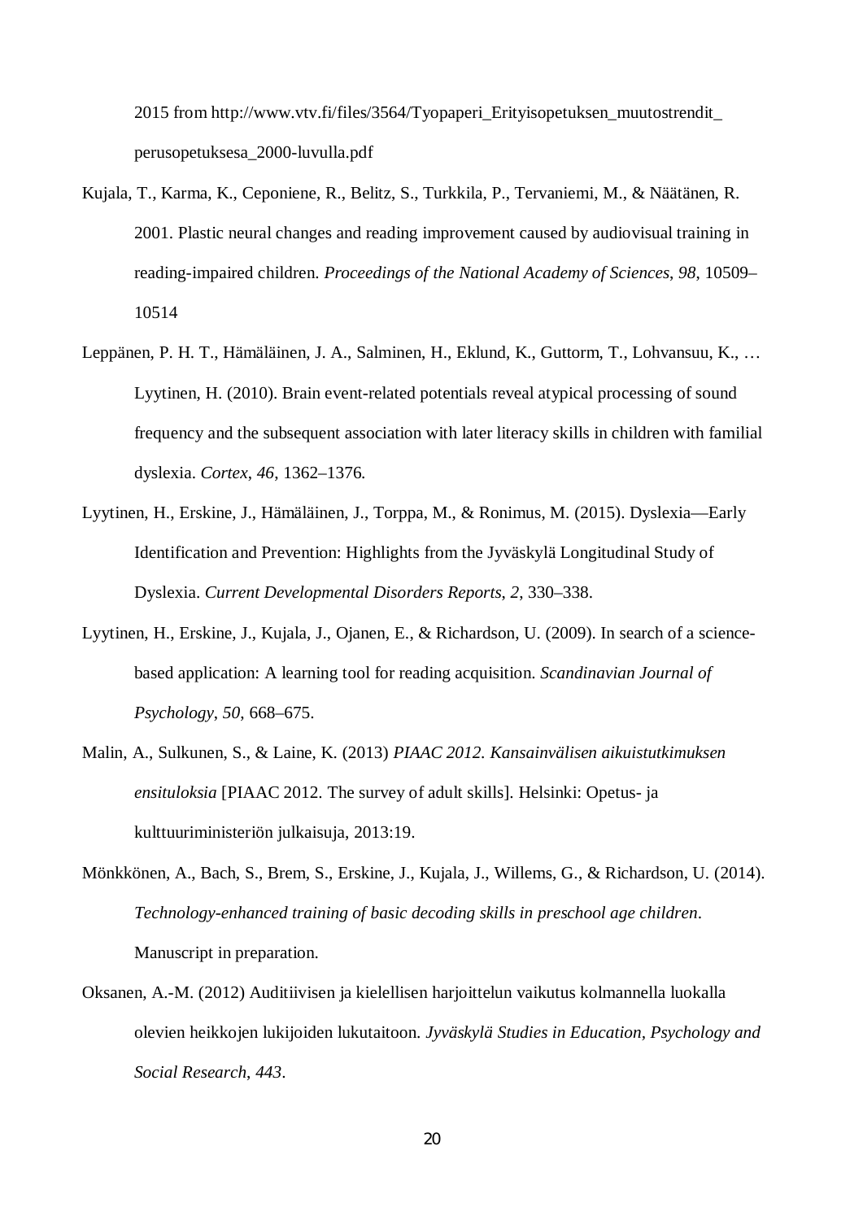2015 from http://www.vtv.fi/files/3564/Tyopaperi_Erityisopetuksen_muutostrendit_perusopetuksesa_2000-luvulla.pdf

Kujala, T., Karma, K., Ceponiene, R., Belitz, S., Turkkila, P., Tervaniemi, M., & Näätänen, R. 2001. Plastic neural changes and reading improvement caused by audiovisual training in reading-impaired children. *Proceedings of the National Academy of Sciences*, *98*, 10509–10514

Leppänen, P. H. T., Hämäläinen, J. A., Salminen, H., Eklund, K., Guttorm, T., Lohvansuu, K., … Lyytinen, H. (2010). Brain event-related potentials reveal atypical processing of sound frequency and the subsequent association with later literacy skills in children with familial dyslexia. *Cortex*, *46*, 1362–1376.

Lyytinen, H., Erskine, J., Hämäläinen, J., Torppa, M., & Ronimus, M. (2015). Dyslexia—Early Identification and Prevention: Highlights from the Jyväskylä Longitudinal Study of Dyslexia. *Current Developmental Disorders Reports*, *2*, 330–338.

Lyytinen, H., Erskine, J., Kujala, J., Ojanen, E., & Richardson, U. (2009). In search of a science-based application: A learning tool for reading acquisition. *Scandinavian Journal of Psychology*, *50*, 668–675.

Malin, A., Sulkunen, S., & Laine, K. (2013) *PIAAC 2012. Kansainvälisen aikuistutkimuksen ensituloksia* [PIAAC 2012. The survey of adult skills]. Helsinki: Opetus- ja kulttuuriministeriön julkaisuja, 2013:19.

Mönkkönen, A., Bach, S., Brem, S., Erskine, J., Kujala, J., Willems, G., & Richardson, U. (2014). *Technology-enhanced training of basic decoding skills in preschool age children*. Manuscript in preparation.

Oksanen, A.-M. (2012) Auditiivisen ja kielellisen harjoittelun vaikutus kolmannella luokalla olevien heikkojen lukijoiden lukutaitoon. *Jyväskylä Studies in Education, Psychology and Social Research*, *443*.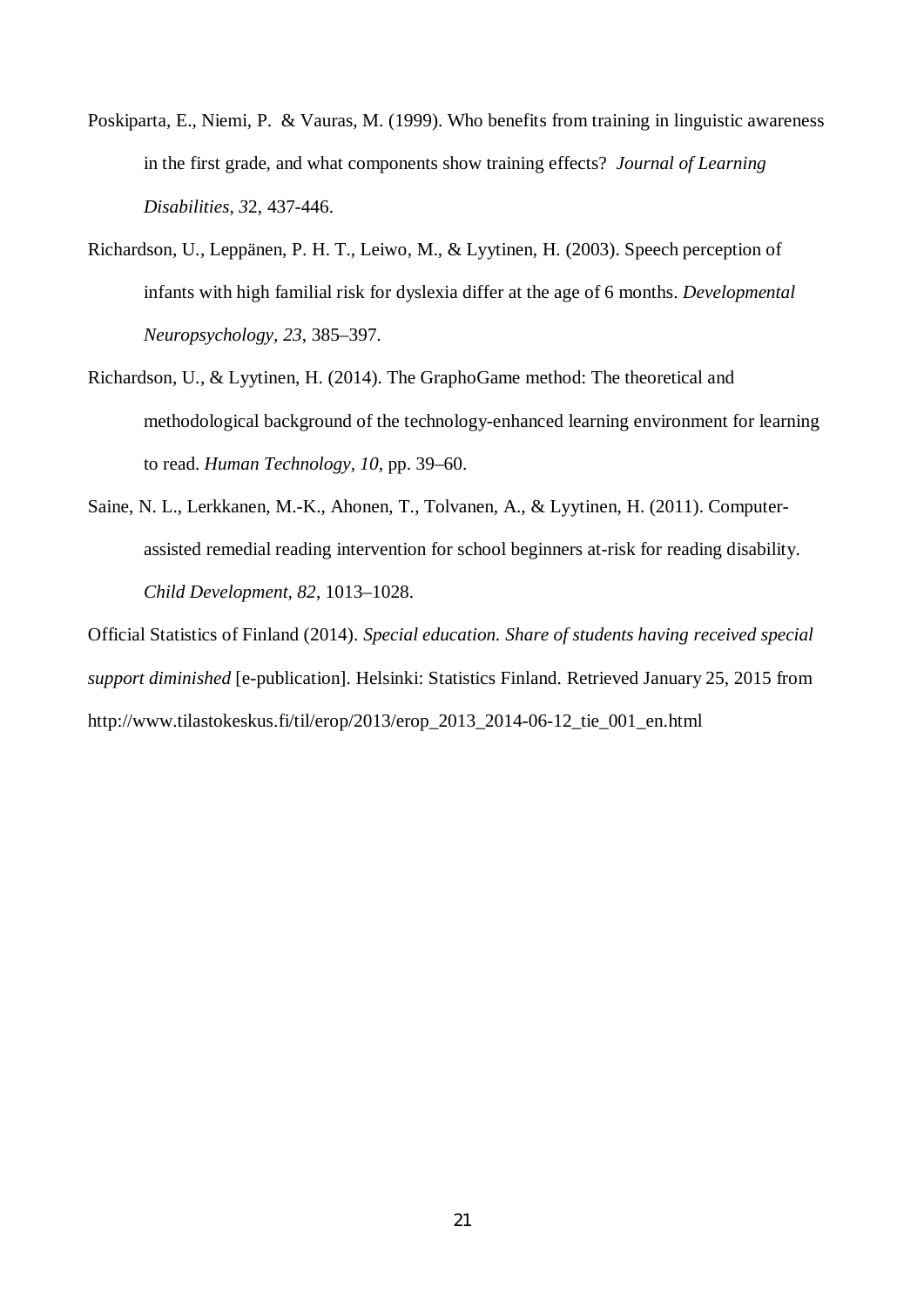Poskiparta, E., Niemi, P. & Vauras, M. (1999). Who benefits from training in linguistic awareness in the first grade, and what components show training effects? *Journal of Learning Disabilities, 3*2, 437-446.

Richardson, U., Leppänen, P. H. T., Leiwo, M., & Lyytinen, H. (2003). Speech perception of infants with high familial risk for dyslexia differ at the age of 6 months. *Developmental Neuropsychology, 23*, 385–397.

Richardson, U., & Lyytinen, H. (2014). The GraphoGame method: The theoretical and methodological background of the technology-enhanced learning environment for learning to read. *Human Technology, 10*, pp. 39–60.

Saine, N. L., Lerkkanen, M.-K., Ahonen, T., Tolvanen, A., & Lyytinen, H. (2011). Computer-assisted remedial reading intervention for school beginners at-risk for reading disability. *Child Development, 82*, 1013–1028.

Official Statistics of Finland (2014). *Special education. Share of students having received special support diminished* [e-publication]. Helsinki: Statistics Finland. Retrieved January 25, 2015 from http://www.tilastokeskus.fi/til/erop/2013/erop_2013_2014-06-12_tie_001_en.html